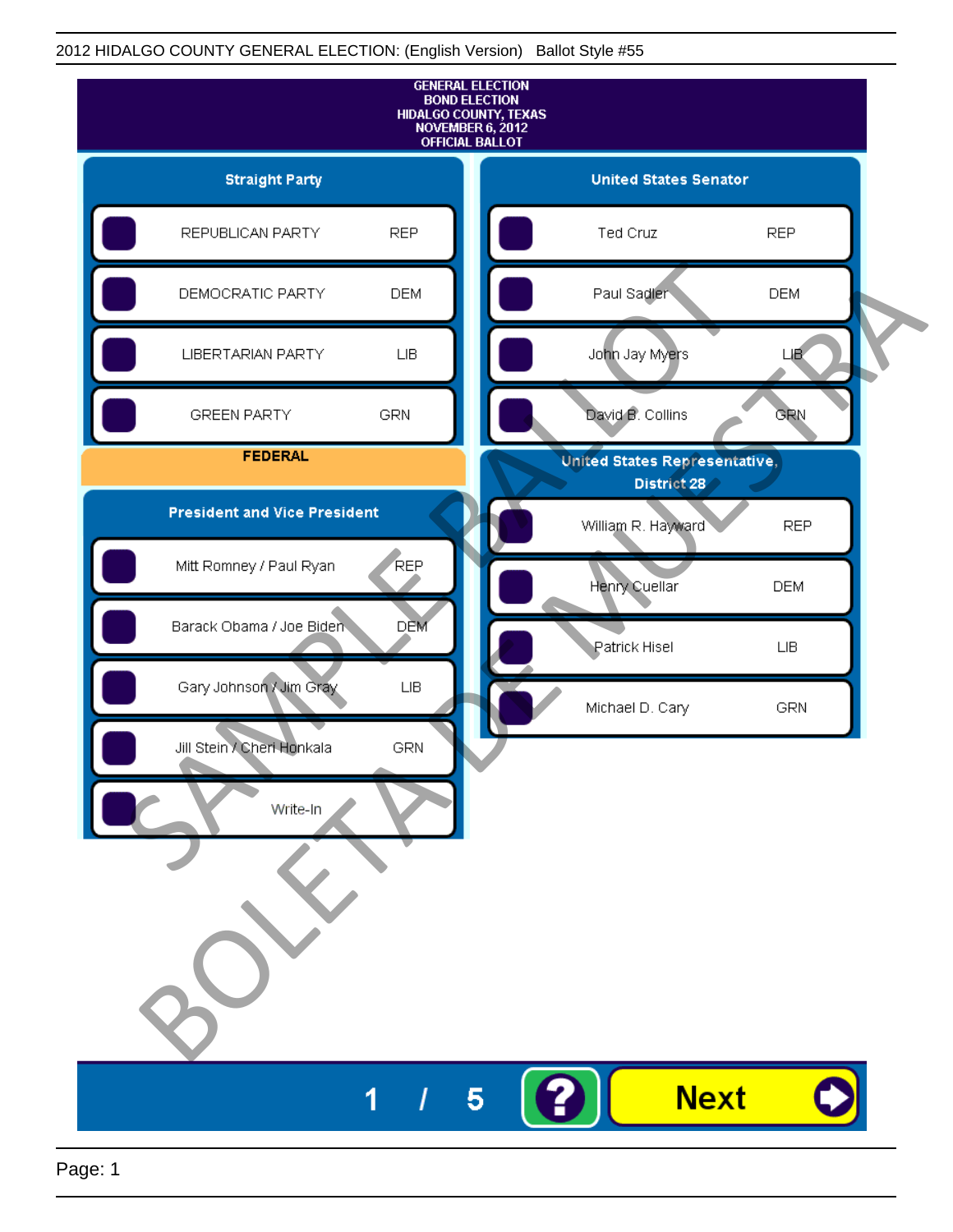2012 HIDALGO COUNTY GENERAL ELECTION: (English Version) Ballot Style #55

# GENERAL ELECTION
# BOND ELECTION
# HIDALGO COUNTY, TEXAS
# NOVEMBER 6, 2012
# OFFICIAL BALLOT

## Straight Party

| Party | |
|---|---|
| REPUBLICAN PARTY | REP |
| DEMOCRATIC PARTY | DEM |
| LIBERTARIAN PARTY | LIB |
| GREEN PARTY | GRN |

## FEDERAL

### President and Vice President

| Candidate | Party |
|---|---|
| Mitt Romney / Paul Ryan | REP |
| Barack Obama / Joe Biden | DEM |
| Gary Johnson / Jim Gray | LIB |
| Jill Stein / Cheri Honkala | GRN |
| Write-In | |

### United States Senator

| Candidate | Party |
|---|---|
| Ted Cruz | REP |
| Paul Sadler | DEM |
| John Jay Myers | LIB |
| David B. Collins | GRN |

### United States Representative, District 28

| Candidate | Party |
|---|---|
| William R. Hayward | REP |
| Henry Cuellar | DEM |
| Patrick Hisel | LIB |
| Michael D. Cary | GRN |

SAMPLE BALLOT
BOLETA DE MUESTRA

1 / 5 ? Next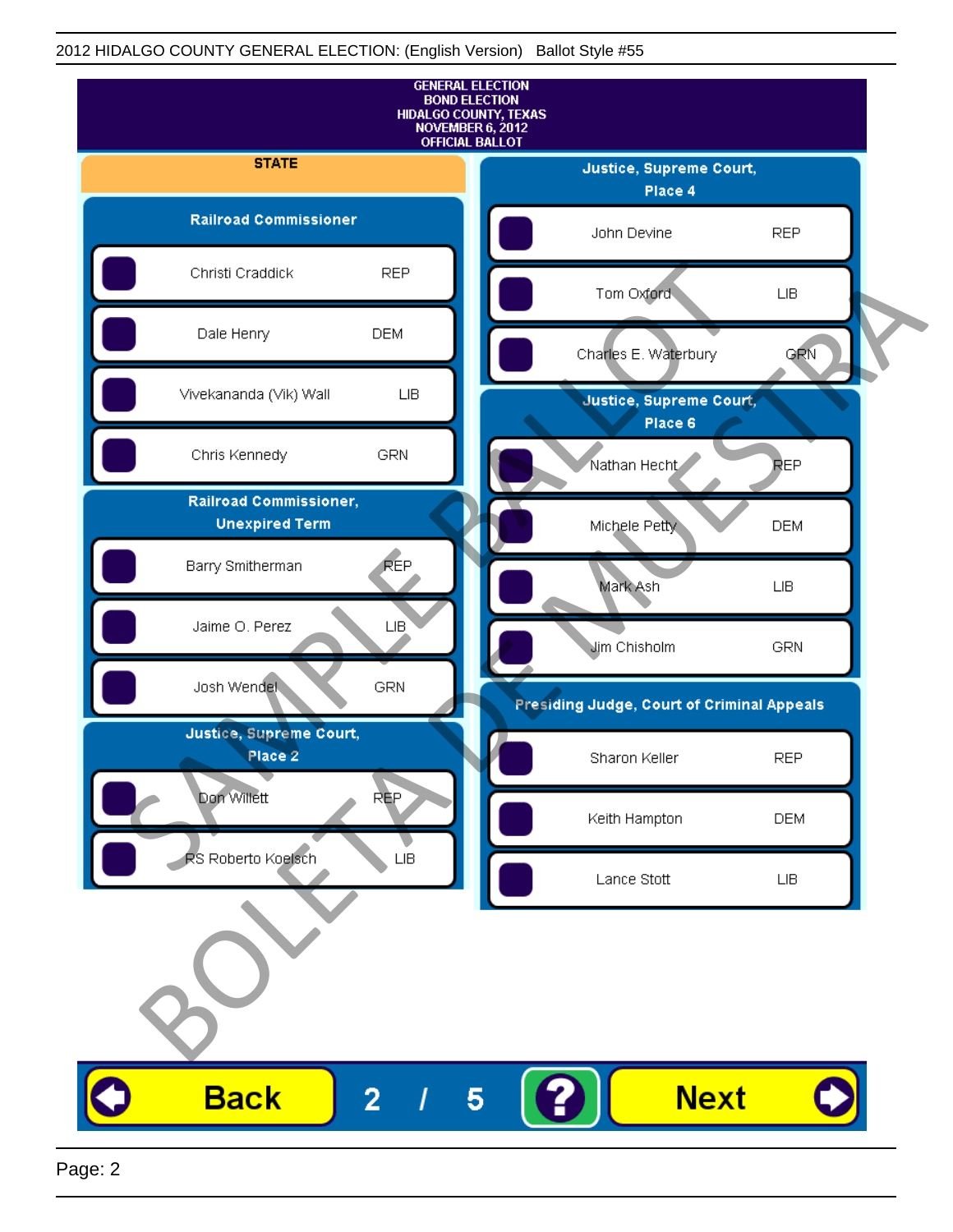GENERAL ELECTION
BOND ELECTION
HIDALGO COUNTY, TEXAS
NOVEMBER 6, 2012
OFFICIAL BALLOT

## STATE

### Railroad Commissioner

| Candidate | Party |
|---|---|
| Christi Craddick | REP |
| Dale Henry | DEM |
| Vivekananda (Vik) Wall | LIB |
| Chris Kennedy | GRN |

### Railroad Commissioner, Unexpired Term

| Candidate | Party |
|---|---|
| Barry Smitherman | REP |
| Jaime O. Perez | LIB |
| Josh Wendel | GRN |

### Justice, Supreme Court, Place 2

| Candidate | Party |
|---|---|
| Don Willett | REP |
| RS Roberto Koelsch | LIB |

### Justice, Supreme Court, Place 4

| Candidate | Party |
|---|---|
| John Devine | REP |
| Tom Oxford | LIB |
| Charles E. Waterbury | GRN |

### Justice, Supreme Court, Place 6

| Candidate | Party |
|---|---|
| Nathan Hecht | REP |
| Michele Petty | DEM |
| Mark Ash | LIB |
| Jim Chisholm | GRN |

### Presiding Judge, Court of Criminal Appeals

| Candidate | Party |
|---|---|
| Sharon Keller | REP |
| Keith Hampton | DEM |
| Lance Stott | LIB |

SAMPLE BALLOT
BOLETA DE MUESTRA

Back 2 / 5 ? Next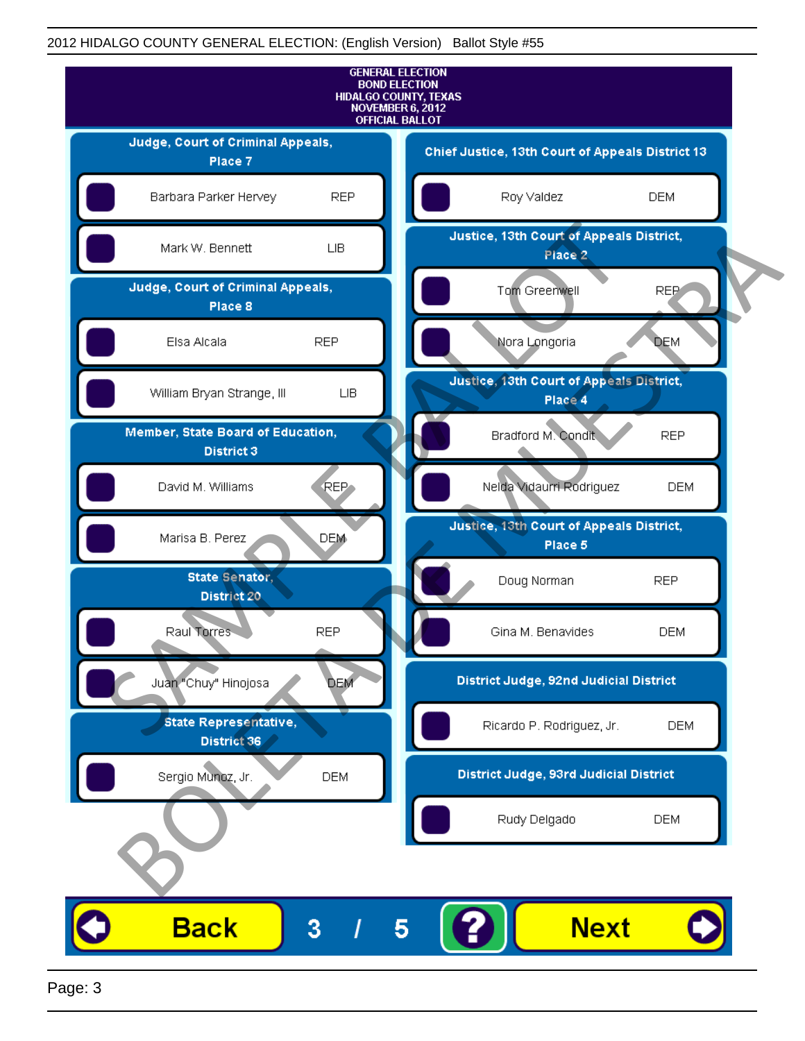# GENERAL ELECTION
# BOND ELECTION
# HIDALGO COUNTY, TEXAS
# NOVEMBER 6, 2012
# OFFICIAL BALLOT

## Judge, Court of Criminal Appeals, Place 7

- Barbara Parker Hervey — REP
- Mark W. Bennett — LIB

## Judge, Court of Criminal Appeals, Place 8

- Elsa Alcala — REP
- William Bryan Strange, III — LIB

## Member, State Board of Education, District 3

- David M. Williams — REP
- Marisa B. Perez — DEM

## State Senator, District 20

- Raul Torres — REP
- Juan "Chuy" Hinojosa — DEM

## State Representative, District 36

- Sergio Munoz, Jr. — DEM

## Chief Justice, 13th Court of Appeals District 13

- Roy Valdez — DEM

## Justice, 13th Court of Appeals District, Place 2

- Tom Greenwell — REP
- Nora Longoria — DEM

## Justice, 13th Court of Appeals District, Place 4

- Bradford M. Condit — REP
- Nelda Vidaurri Rodriguez — DEM

## Justice, 13th Court of Appeals District, Place 5

- Doug Norman — REP
- Gina M. Benavides — DEM

## District Judge, 92nd Judicial District

- Ricardo P. Rodriguez, Jr. — DEM

## District Judge, 93rd Judicial District

- Rudy Delgado — DEM

SAMPLE BALLOT
BOLETA DE MUESTRA

Back 3 / 5 ? Next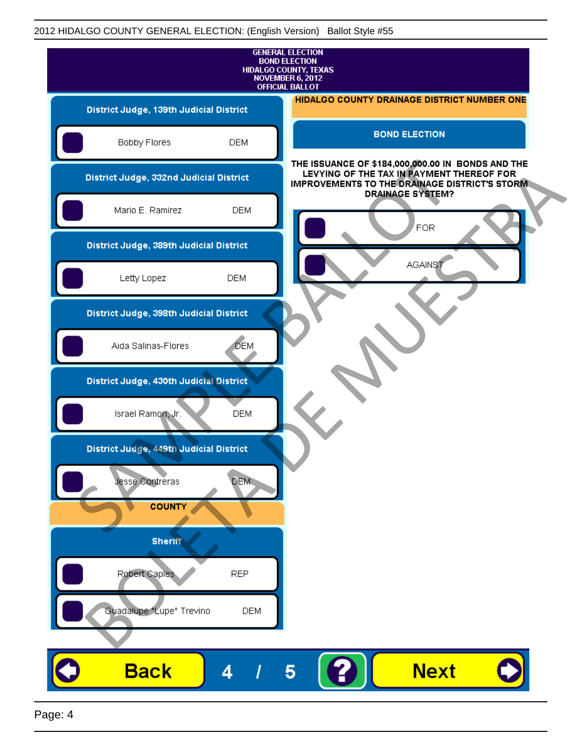2012 HIDALGO COUNTY GENERAL ELECTION: (English Version) Ballot Style #55

GENERAL ELECTION
BOND ELECTION
HIDALGO COUNTY, TEXAS
NOVEMBER 6, 2012
OFFICIAL BALLOT

**District Judge, 139th Judicial District**

- Bobby Flores DEM

**District Judge, 332nd Judicial District**

- Mario E. Ramirez DEM

**District Judge, 389th Judicial District**

- Letty Lopez DEM

**District Judge, 398th Judicial District**

- Aida Salinas-Flores DEM

**District Judge, 430th Judicial District**

- Israel Ramon, Jr. DEM

**District Judge, 449th Judicial District**

- Jesse Contreras DEM

**COUNTY**

**Sheriff**

- Robert Caples REP
- Guadalupe "Lupe" Trevino DEM

**HIDALGO COUNTY DRAINAGE DISTRICT NUMBER ONE**

**BOND ELECTION**

THE ISSUANCE OF $184,000,000.00 IN BONDS AND THE LEVYING OF THE TAX IN PAYMENT THEREOF FOR IMPROVEMENTS TO THE DRAINAGE DISTRICT'S STORM DRAINAGE SYSTEM?

- FOR
- AGAINST

SAMPLE BALLOT
BOLETA DE MUESTRA

Back 4 / 5 ? Next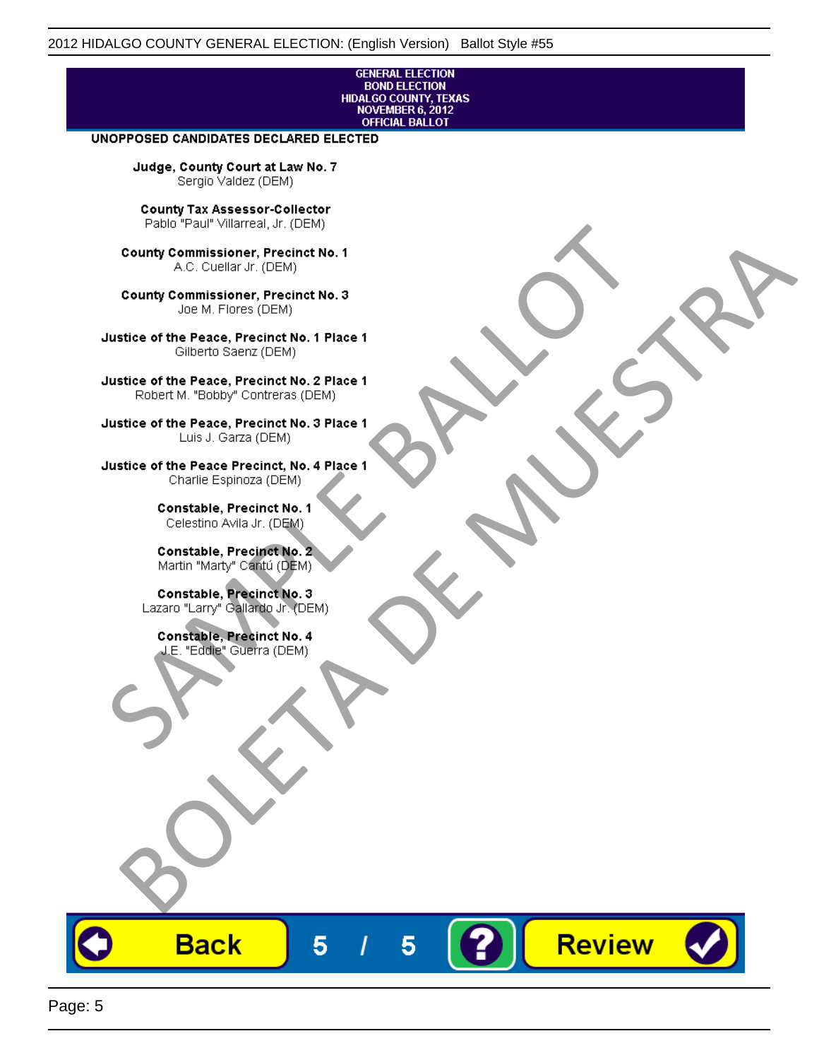GENERAL ELECTION
BOND ELECTION
HIDALGO COUNTY, TEXAS
NOVEMBER 6, 2012
OFFICIAL BALLOT

**UNOPPOSED CANDIDATES DECLARED ELECTED**

**Judge, County Court at Law No. 7**
Sergio Valdez (DEM)

**County Tax Assessor-Collector**
Pablo "Paul" Villarreal, Jr. (DEM)

**County Commissioner, Precinct No. 1**
A.C. Cuellar Jr. (DEM)

**County Commissioner, Precinct No. 3**
Joe M. Flores (DEM)

**Justice of the Peace, Precinct No. 1 Place 1**
Gilberto Saenz (DEM)

**Justice of the Peace, Precinct No. 2 Place 1**
Robert M. "Bobby" Contreras (DEM)

**Justice of the Peace, Precinct No. 3 Place 1**
Luis J. Garza (DEM)

**Justice of the Peace Precinct, No. 4 Place 1**
Charlie Espinoza (DEM)

**Constable, Precinct No. 1**
Celestino Avila Jr. (DEM)

**Constable, Precinct No. 2**
Martin "Marty" Cantú (DEM)

**Constable, Precinct No. 3**
Lazaro "Larry" Gallardo Jr. (DEM)

**Constable, Precinct No. 4**
J.E. "Eddie" Guerra (DEM)

SAMPLE BALLOT
BOLETA DE MUESTRA

Back 5 / 5 ? Review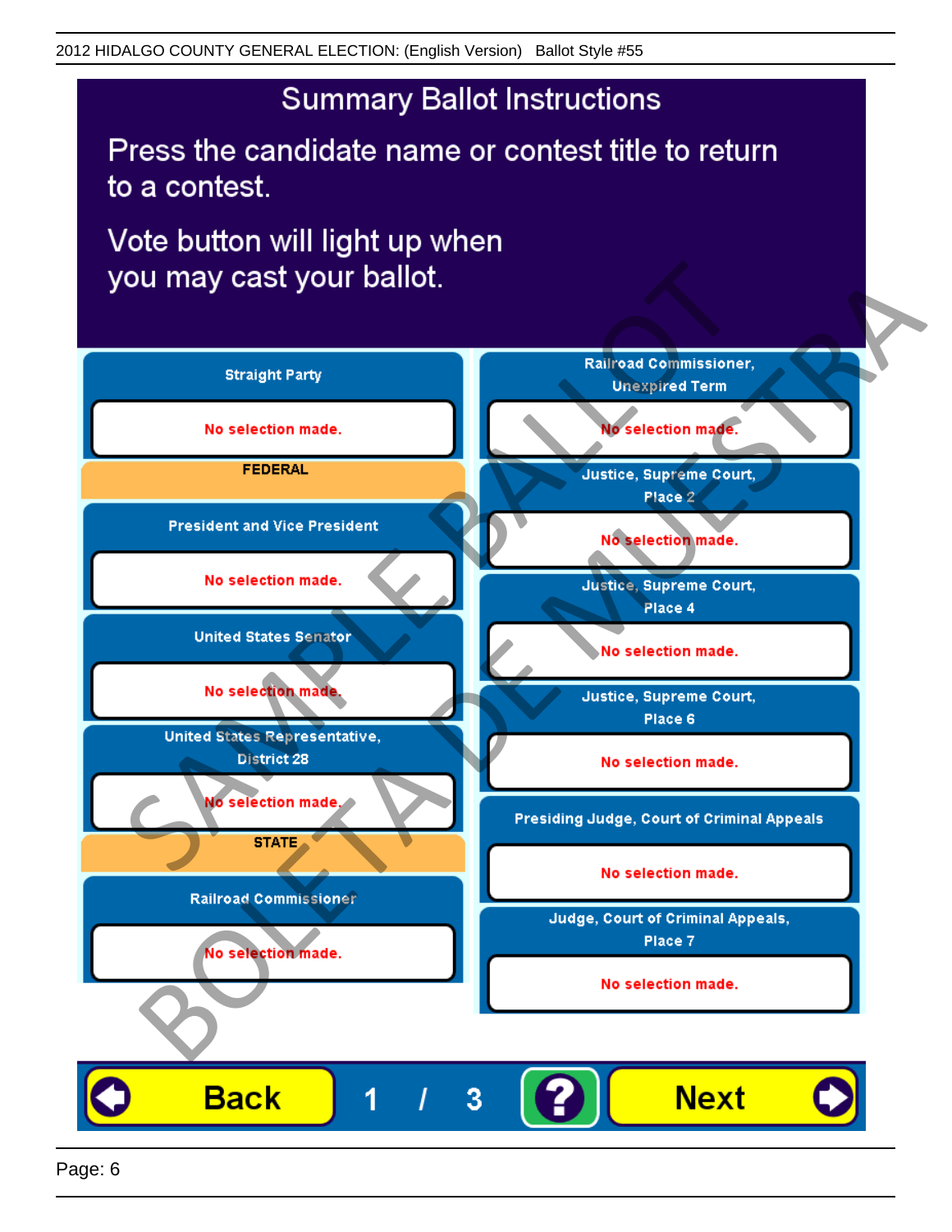2012 HIDALGO COUNTY GENERAL ELECTION: (English Version) Ballot Style #55

# Summary Ballot Instructions

Press the candidate name or contest title to return to a contest.

Vote button will light up when you may cast your ballot.

**Straight Party**

No selection made.

**FEDERAL**

**President and Vice President**

No selection made.

**United States Senator**

No selection made.

**United States Representative, District 28**

No selection made.

**STATE**

**Railroad Commissioner**

No selection made.

**Railroad Commissioner, Unexpired Term**

No selection made.

**Justice, Supreme Court, Place 2**

No selection made.

**Justice, Supreme Court, Place 4**

No selection made.

**Justice, Supreme Court, Place 6**

No selection made.

**Presiding Judge, Court of Criminal Appeals**

No selection made.

**Judge, Court of Criminal Appeals, Place 7**

No selection made.

Back 1 / 3 ? Next

SAMPLE BALLOT BOLETA DE MUESTRA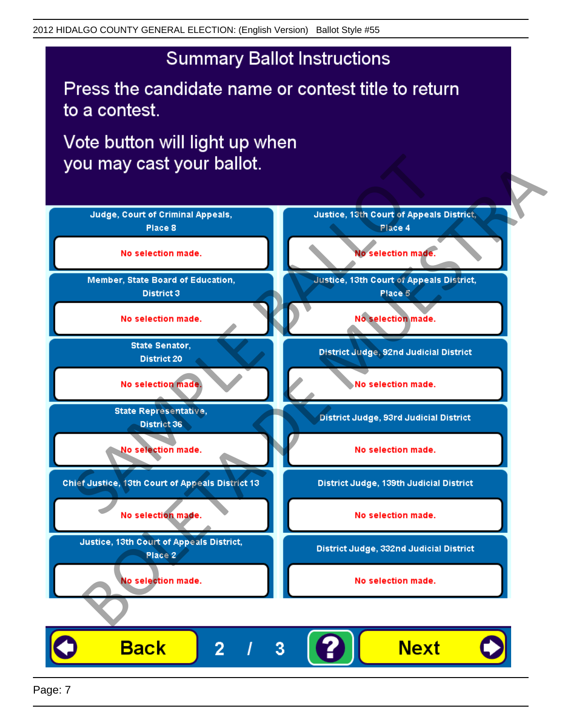# Summary Ballot Instructions

Press the candidate name or contest title to return to a contest.

Vote button will light up when you may cast your ballot.

**Judge, Court of Criminal Appeals, Place 8**

No selection made.

**Member, State Board of Education, District 3**

No selection made.

**State Senator, District 20**

No selection made.

**State Representative, District 36**

No selection made.

**Chief Justice, 13th Court of Appeals District 13**

No selection made.

**Justice, 13th Court of Appeals District, Place 2**

No selection made.

**Justice, 13th Court of Appeals District, Place 4**

No selection made.

**Justice, 13th Court of Appeals District, Place 5**

No selection made.

**District Judge, 92nd Judicial District**

No selection made.

**District Judge, 93rd Judicial District**

No selection made.

**District Judge, 139th Judicial District**

No selection made.

**District Judge, 332nd Judicial District**

No selection made.

Back 2 / 3 ? Next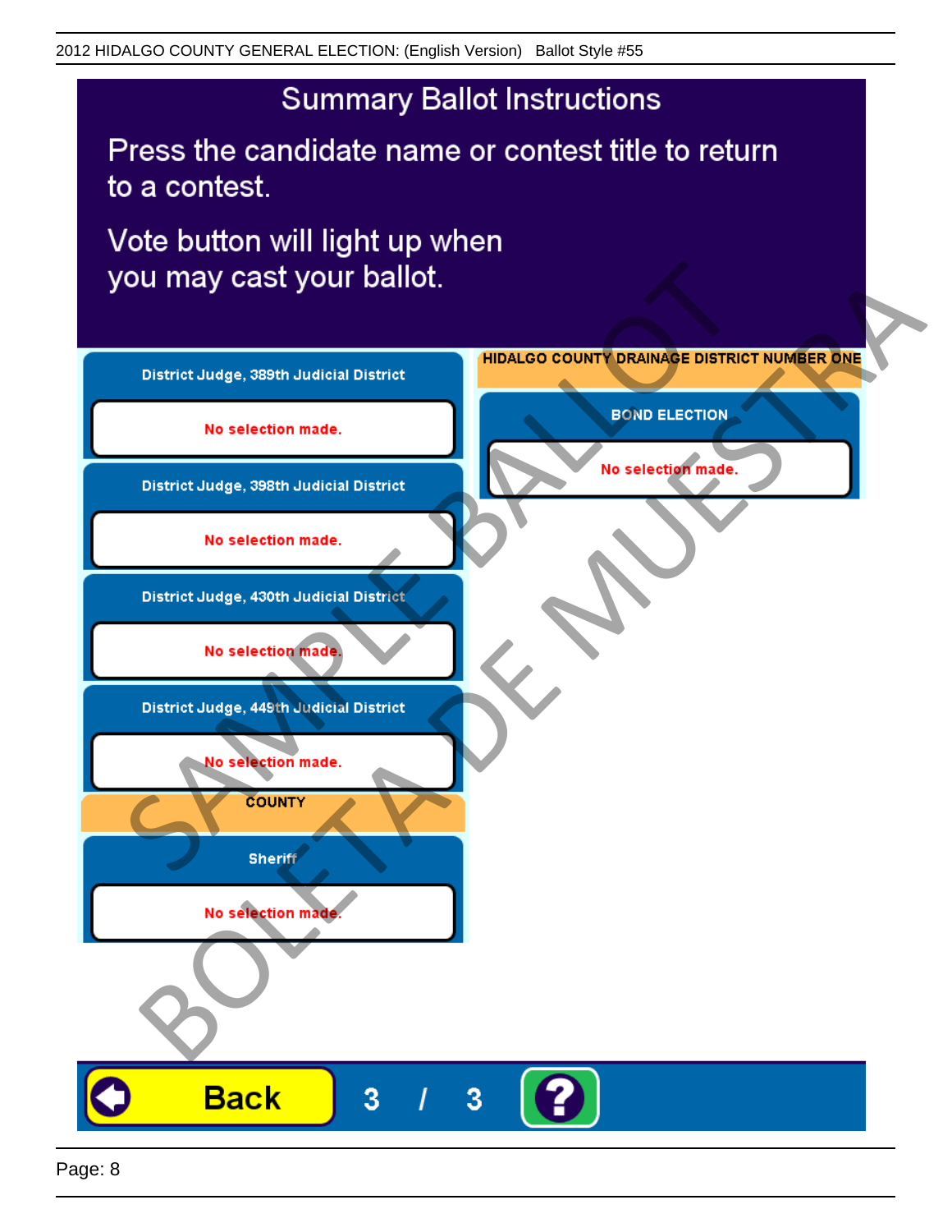2012 HIDALGO COUNTY GENERAL ELECTION: (English Version) Ballot Style #55

# Summary Ballot Instructions

Press the candidate name or contest title to return to a contest.

Vote button will light up when you may cast your ballot.

**District Judge, 389th Judicial District**

No selection made.

**District Judge, 398th Judicial District**

No selection made.

**District Judge, 430th Judicial District**

No selection made.

**District Judge, 449th Judicial District**

No selection made.

**COUNTY**

**Sheriff**

No selection made.

**HIDALGO COUNTY DRAINAGE DISTRICT NUMBER ONE**

**BOND ELECTION**

No selection made.

Back

3 / 3

?

SAMPLE BALLOT

BOLETA DE MUESTRA